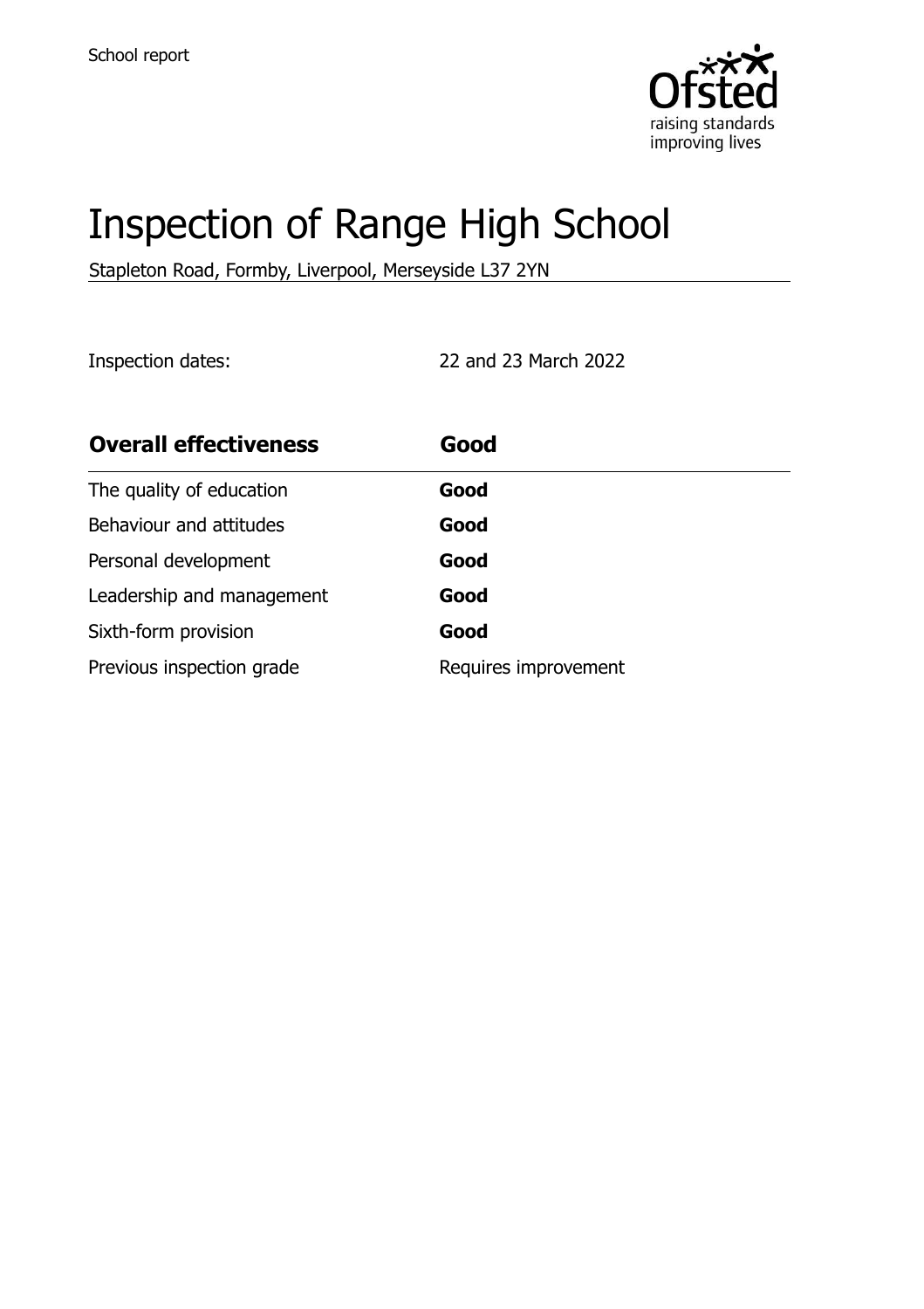School report

# Inspection of Range High School

Stapleton Road, Formby, Liverpool, Merseyside L37 2YN

Inspection dates: 22 and 23 March 2022

| **Overall effectiveness** | **Good** |
| --- | --- |
| The quality of education | **Good** |
| Behaviour and attitudes | **Good** |
| Personal development | **Good** |
| Leadership and management | **Good** |
| Sixth-form provision | **Good** |
| Previous inspection grade | Requires improvement |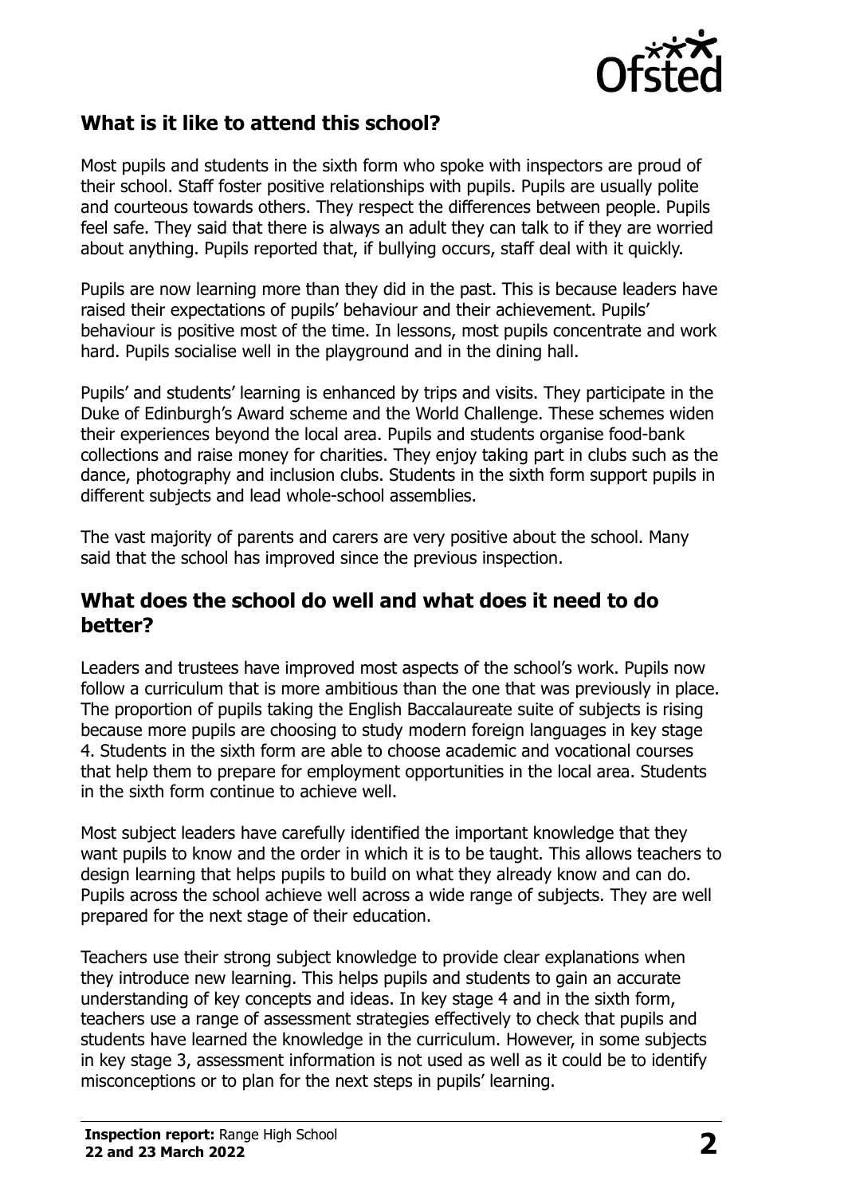## What is it like to attend this school?

Most pupils and students in the sixth form who spoke with inspectors are proud of their school. Staff foster positive relationships with pupils. Pupils are usually polite and courteous towards others. They respect the differences between people. Pupils feel safe. They said that there is always an adult they can talk to if they are worried about anything. Pupils reported that, if bullying occurs, staff deal with it quickly.

Pupils are now learning more than they did in the past. This is because leaders have raised their expectations of pupils' behaviour and their achievement. Pupils' behaviour is positive most of the time. In lessons, most pupils concentrate and work hard. Pupils socialise well in the playground and in the dining hall.

Pupils' and students' learning is enhanced by trips and visits. They participate in the Duke of Edinburgh's Award scheme and the World Challenge. These schemes widen their experiences beyond the local area. Pupils and students organise food-bank collections and raise money for charities. They enjoy taking part in clubs such as the dance, photography and inclusion clubs. Students in the sixth form support pupils in different subjects and lead whole-school assemblies.

The vast majority of parents and carers are very positive about the school. Many said that the school has improved since the previous inspection.

## What does the school do well and what does it need to do better?

Leaders and trustees have improved most aspects of the school's work. Pupils now follow a curriculum that is more ambitious than the one that was previously in place. The proportion of pupils taking the English Baccalaureate suite of subjects is rising because more pupils are choosing to study modern foreign languages in key stage 4. Students in the sixth form are able to choose academic and vocational courses that help them to prepare for employment opportunities in the local area. Students in the sixth form continue to achieve well.

Most subject leaders have carefully identified the important knowledge that they want pupils to know and the order in which it is to be taught. This allows teachers to design learning that helps pupils to build on what they already know and can do. Pupils across the school achieve well across a wide range of subjects. They are well prepared for the next stage of their education.

Teachers use their strong subject knowledge to provide clear explanations when they introduce new learning. This helps pupils and students to gain an accurate understanding of key concepts and ideas. In key stage 4 and in the sixth form, teachers use a range of assessment strategies effectively to check that pupils and students have learned the knowledge in the curriculum. However, in some subjects in key stage 3, assessment information is not used as well as it could be to identify misconceptions or to plan for the next steps in pupils' learning.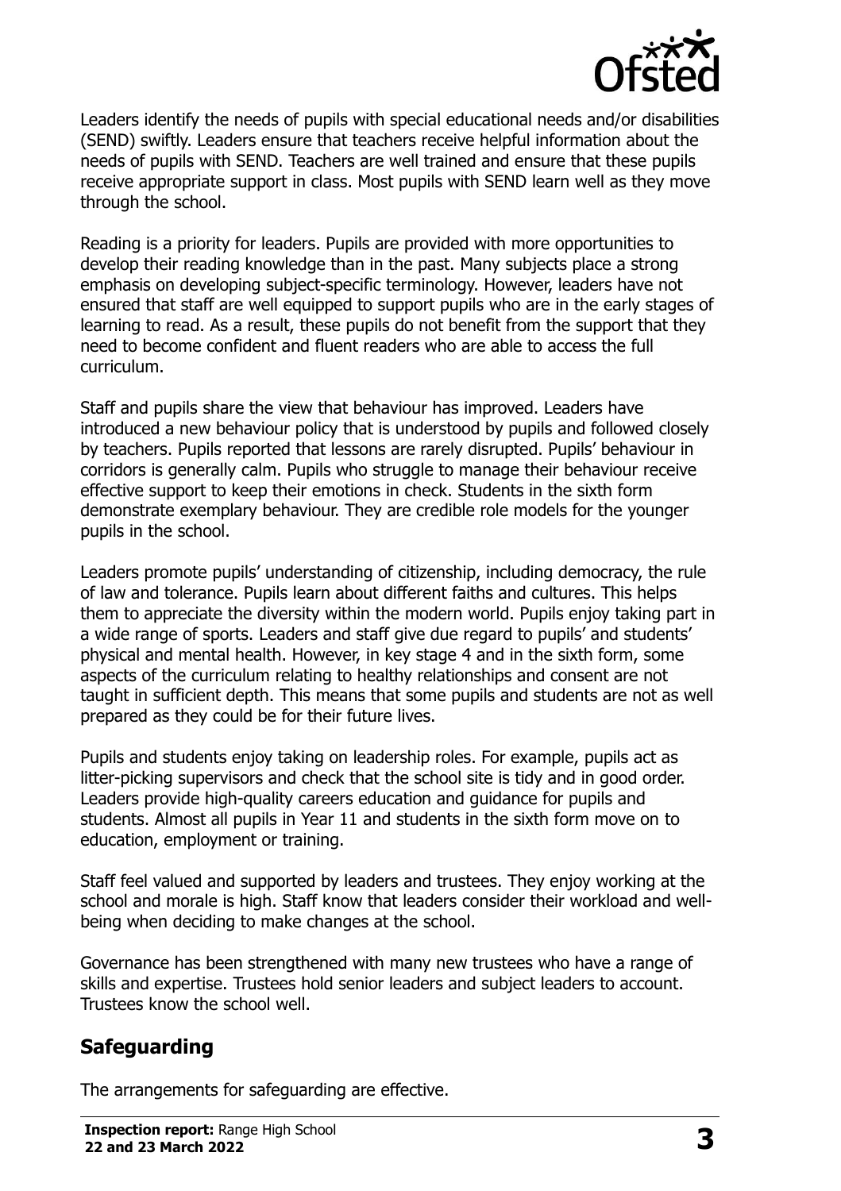Leaders identify the needs of pupils with special educational needs and/or disabilities (SEND) swiftly. Leaders ensure that teachers receive helpful information about the needs of pupils with SEND. Teachers are well trained and ensure that these pupils receive appropriate support in class. Most pupils with SEND learn well as they move through the school.

Reading is a priority for leaders. Pupils are provided with more opportunities to develop their reading knowledge than in the past. Many subjects place a strong emphasis on developing subject-specific terminology. However, leaders have not ensured that staff are well equipped to support pupils who are in the early stages of learning to read. As a result, these pupils do not benefit from the support that they need to become confident and fluent readers who are able to access the full curriculum.

Staff and pupils share the view that behaviour has improved. Leaders have introduced a new behaviour policy that is understood by pupils and followed closely by teachers. Pupils reported that lessons are rarely disrupted. Pupils' behaviour in corridors is generally calm. Pupils who struggle to manage their behaviour receive effective support to keep their emotions in check. Students in the sixth form demonstrate exemplary behaviour. They are credible role models for the younger pupils in the school.

Leaders promote pupils' understanding of citizenship, including democracy, the rule of law and tolerance. Pupils learn about different faiths and cultures. This helps them to appreciate the diversity within the modern world. Pupils enjoy taking part in a wide range of sports. Leaders and staff give due regard to pupils' and students' physical and mental health. However, in key stage 4 and in the sixth form, some aspects of the curriculum relating to healthy relationships and consent are not taught in sufficient depth. This means that some pupils and students are not as well prepared as they could be for their future lives.

Pupils and students enjoy taking on leadership roles. For example, pupils act as litter-picking supervisors and check that the school site is tidy and in good order. Leaders provide high-quality careers education and guidance for pupils and students. Almost all pupils in Year 11 and students in the sixth form move on to education, employment or training.

Staff feel valued and supported by leaders and trustees. They enjoy working at the school and morale is high. Staff know that leaders consider their workload and well-being when deciding to make changes at the school.

Governance has been strengthened with many new trustees who have a range of skills and expertise. Trustees hold senior leaders and subject leaders to account. Trustees know the school well.

## Safeguarding

The arrangements for safeguarding are effective.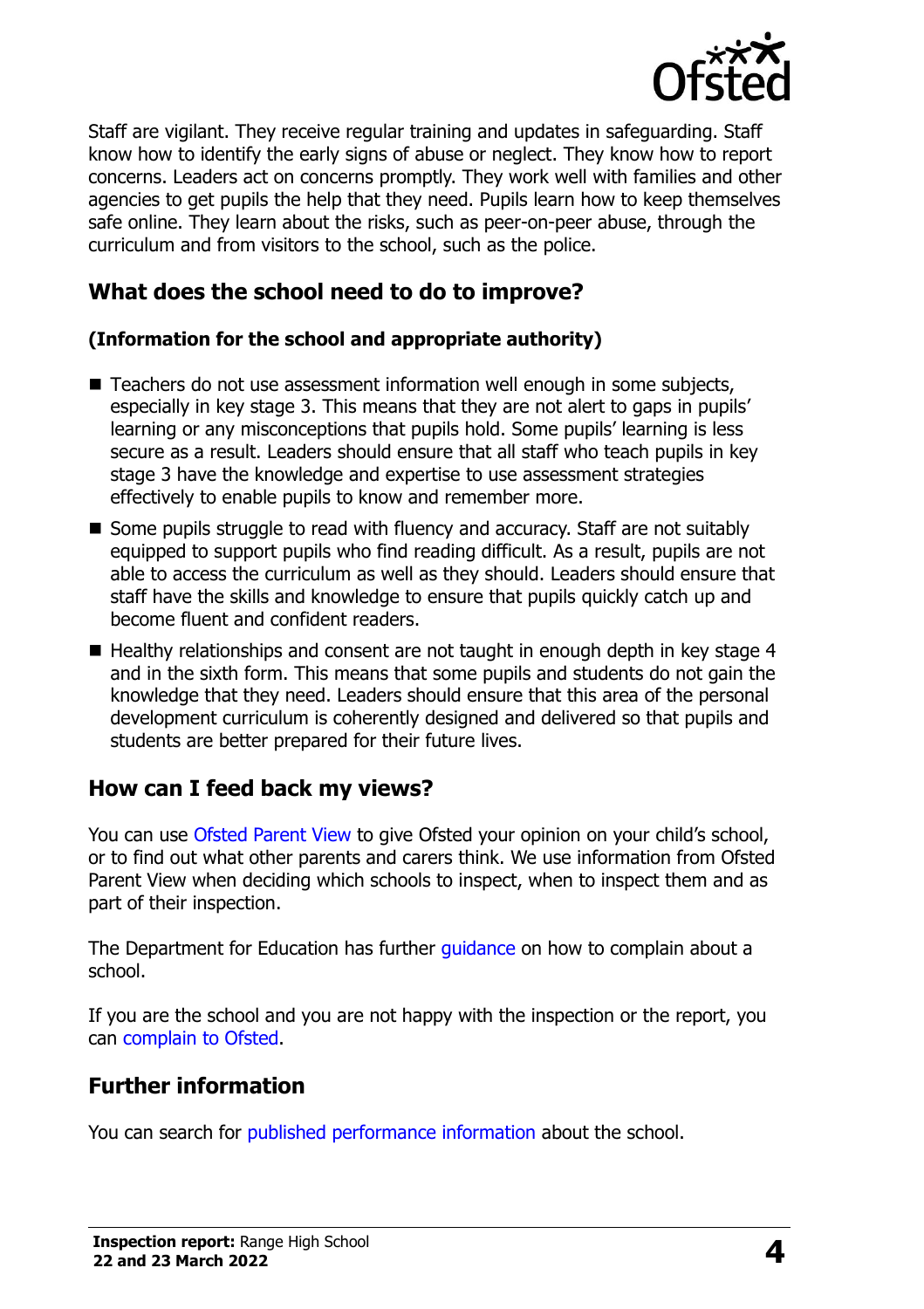Staff are vigilant. They receive regular training and updates in safeguarding. Staff know how to identify the early signs of abuse or neglect. They know how to report concerns. Leaders act on concerns promptly. They work well with families and other agencies to get pupils the help that they need. Pupils learn how to keep themselves safe online. They learn about the risks, such as peer-on-peer abuse, through the curriculum and from visitors to the school, such as the police.

## What does the school need to do to improve?

### (Information for the school and appropriate authority)

- Teachers do not use assessment information well enough in some subjects, especially in key stage 3. This means that they are not alert to gaps in pupils' learning or any misconceptions that pupils hold. Some pupils' learning is less secure as a result. Leaders should ensure that all staff who teach pupils in key stage 3 have the knowledge and expertise to use assessment strategies effectively to enable pupils to know and remember more.
- Some pupils struggle to read with fluency and accuracy. Staff are not suitably equipped to support pupils who find reading difficult. As a result, pupils are not able to access the curriculum as well as they should. Leaders should ensure that staff have the skills and knowledge to ensure that pupils quickly catch up and become fluent and confident readers.
- Healthy relationships and consent are not taught in enough depth in key stage 4 and in the sixth form. This means that some pupils and students do not gain the knowledge that they need. Leaders should ensure that this area of the personal development curriculum is coherently designed and delivered so that pupils and students are better prepared for their future lives.

## How can I feed back my views?

You can use Ofsted Parent View to give Ofsted your opinion on your child's school, or to find out what other parents and carers think. We use information from Ofsted Parent View when deciding which schools to inspect, when to inspect them and as part of their inspection.

The Department for Education has further guidance on how to complain about a school.

If you are the school and you are not happy with the inspection or the report, you can complain to Ofsted.

## Further information

You can search for published performance information about the school.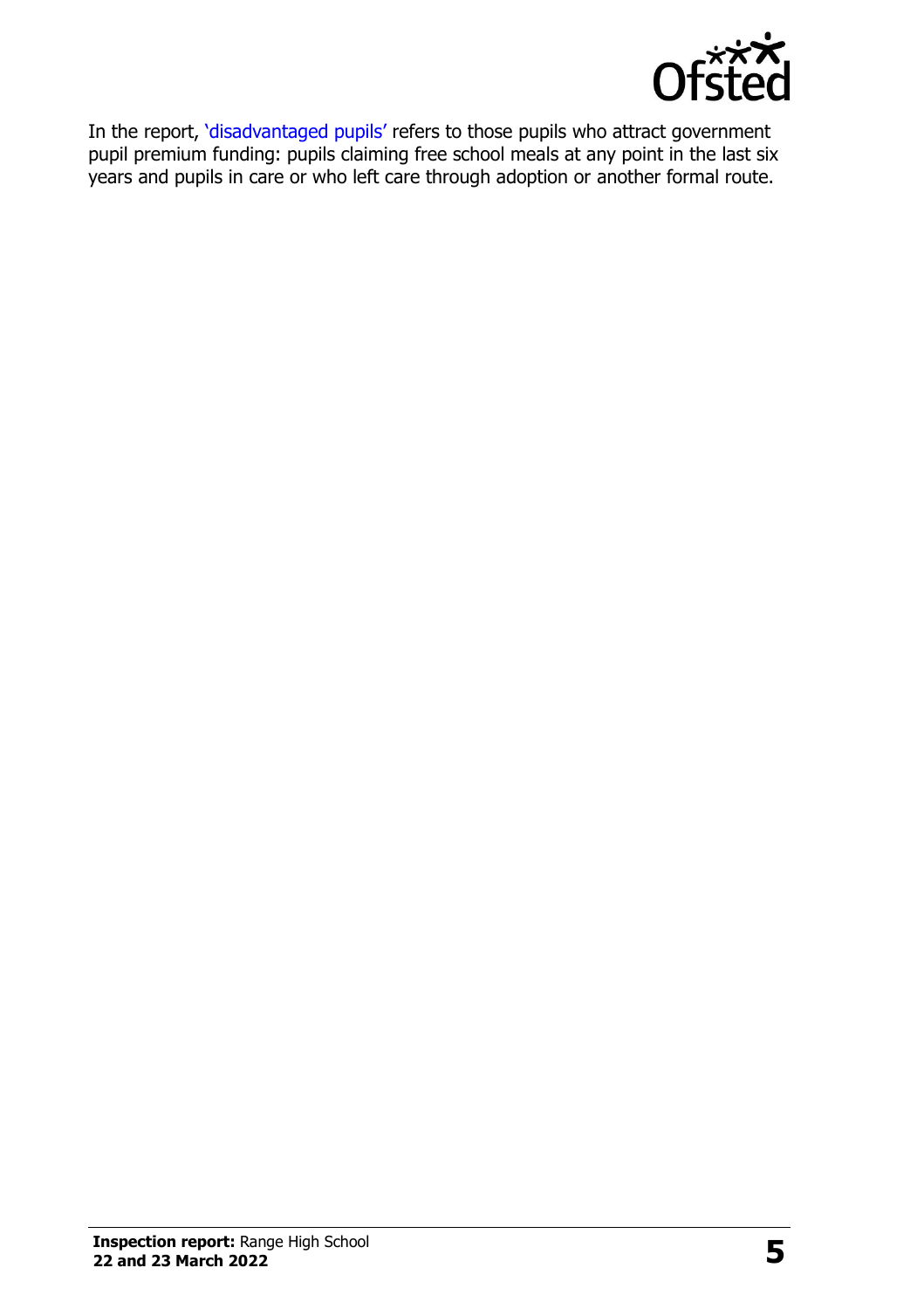In the report, 'disadvantaged pupils' refers to those pupils who attract government pupil premium funding: pupils claiming free school meals at any point in the last six years and pupils in care or who left care through adoption or another formal route.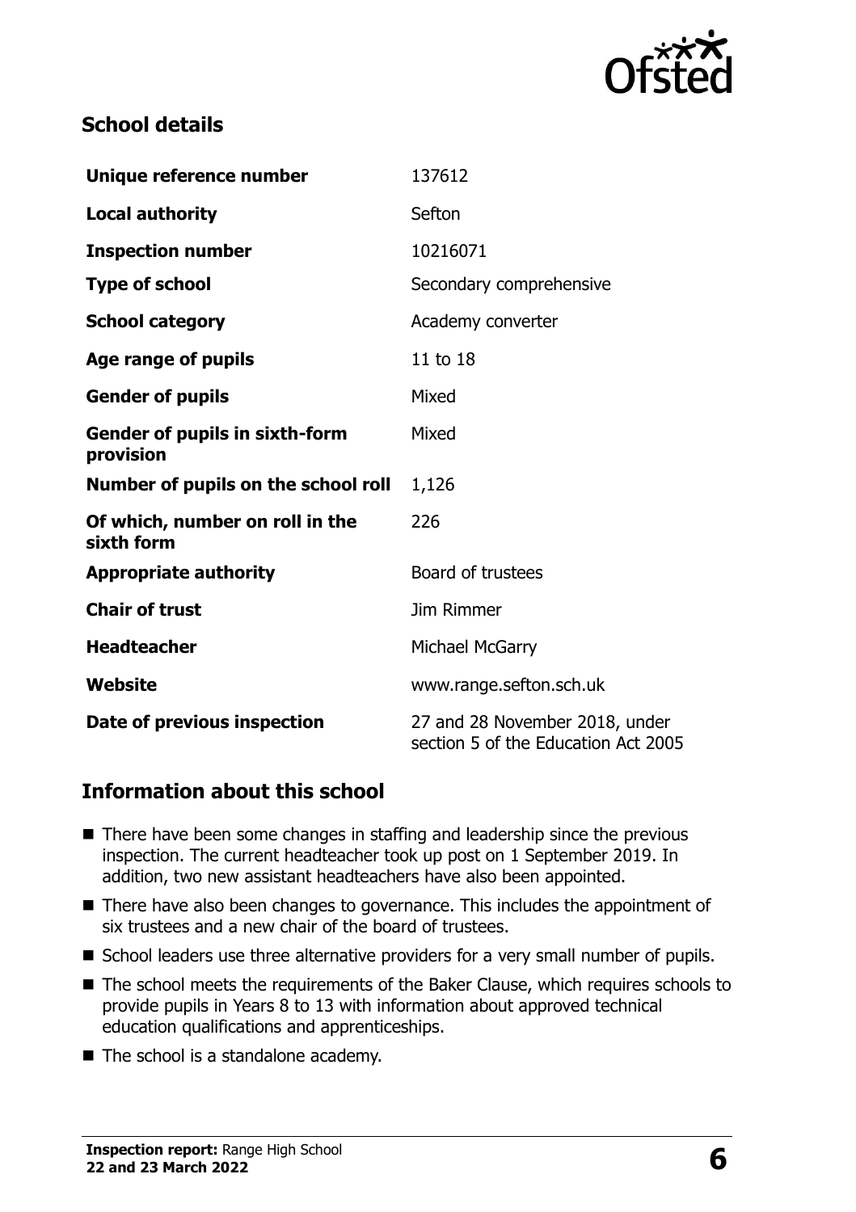## School details

| | |
|---|---|
| **Unique reference number** | 137612 |
| **Local authority** | Sefton |
| **Inspection number** | 10216071 |
| **Type of school** | Secondary comprehensive |
| **School category** | Academy converter |
| **Age range of pupils** | 11 to 18 |
| **Gender of pupils** | Mixed |
| **Gender of pupils in sixth-form provision** | Mixed |
| **Number of pupils on the school roll** | 1,126 |
| **Of which, number on roll in the sixth form** | 226 |
| **Appropriate authority** | Board of trustees |
| **Chair of trust** | Jim Rimmer |
| **Headteacher** | Michael McGarry |
| **Website** | www.range.sefton.sch.uk |
| **Date of previous inspection** | 27 and 28 November 2018, under section 5 of the Education Act 2005 |

## Information about this school

- There have been some changes in staffing and leadership since the previous inspection. The current headteacher took up post on 1 September 2019. In addition, two new assistant headteachers have also been appointed.
- There have also been changes to governance. This includes the appointment of six trustees and a new chair of the board of trustees.
- School leaders use three alternative providers for a very small number of pupils.
- The school meets the requirements of the Baker Clause, which requires schools to provide pupils in Years 8 to 13 with information about approved technical education qualifications and apprenticeships.
- The school is a standalone academy.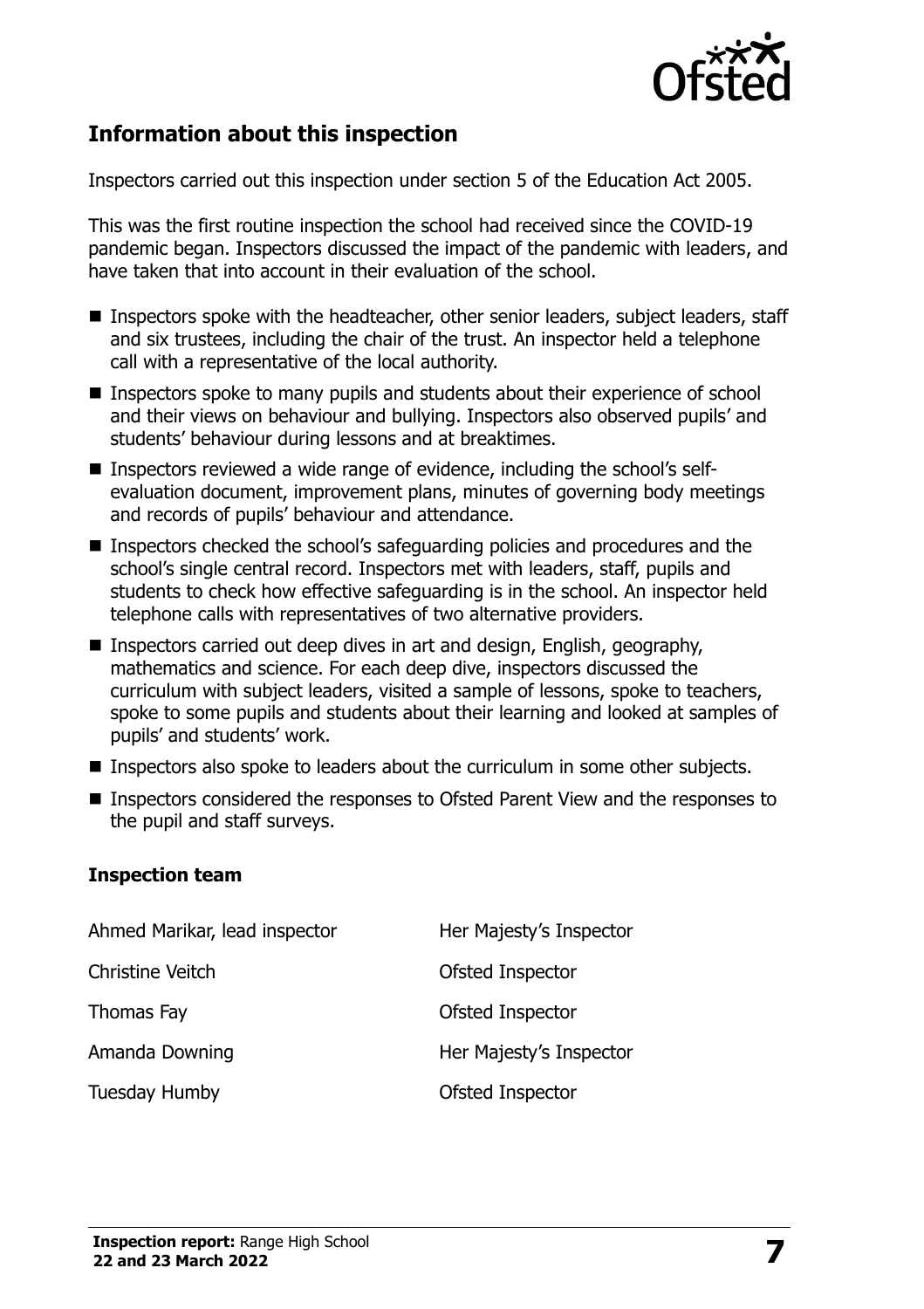## Information about this inspection

Inspectors carried out this inspection under section 5 of the Education Act 2005.

This was the first routine inspection the school had received since the COVID-19 pandemic began. Inspectors discussed the impact of the pandemic with leaders, and have taken that into account in their evaluation of the school.

- Inspectors spoke with the headteacher, other senior leaders, subject leaders, staff and six trustees, including the chair of the trust. An inspector held a telephone call with a representative of the local authority.
- Inspectors spoke to many pupils and students about their experience of school and their views on behaviour and bullying. Inspectors also observed pupils' and students' behaviour during lessons and at breaktimes.
- Inspectors reviewed a wide range of evidence, including the school's self-evaluation document, improvement plans, minutes of governing body meetings and records of pupils' behaviour and attendance.
- Inspectors checked the school's safeguarding policies and procedures and the school's single central record. Inspectors met with leaders, staff, pupils and students to check how effective safeguarding is in the school. An inspector held telephone calls with representatives of two alternative providers.
- Inspectors carried out deep dives in art and design, English, geography, mathematics and science. For each deep dive, inspectors discussed the curriculum with subject leaders, visited a sample of lessons, spoke to teachers, spoke to some pupils and students about their learning and looked at samples of pupils' and students' work.
- Inspectors also spoke to leaders about the curriculum in some other subjects.
- Inspectors considered the responses to Ofsted Parent View and the responses to the pupil and staff surveys.

### Inspection team

| | |
|---|---|
| Ahmed Marikar, lead inspector | Her Majesty's Inspector |
| Christine Veitch | Ofsted Inspector |
| Thomas Fay | Ofsted Inspector |
| Amanda Downing | Her Majesty's Inspector |
| Tuesday Humby | Ofsted Inspector |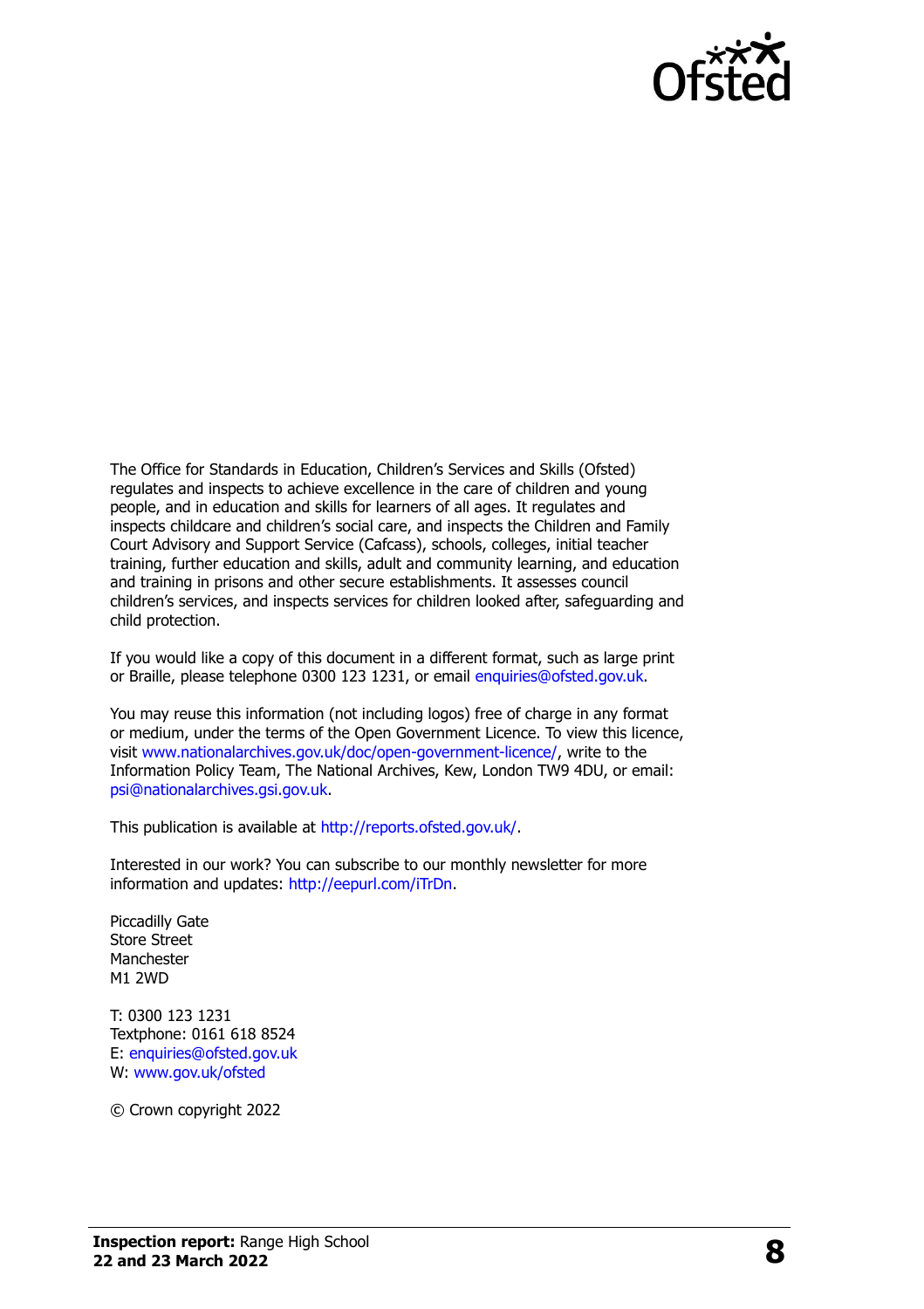The Office for Standards in Education, Children's Services and Skills (Ofsted) regulates and inspects to achieve excellence in the care of children and young people, and in education and skills for learners of all ages. It regulates and inspects childcare and children's social care, and inspects the Children and Family Court Advisory and Support Service (Cafcass), schools, colleges, initial teacher training, further education and skills, adult and community learning, and education and training in prisons and other secure establishments. It assesses council children's services, and inspects services for children looked after, safeguarding and child protection.

If you would like a copy of this document in a different format, such as large print or Braille, please telephone 0300 123 1231, or email enquiries@ofsted.gov.uk.

You may reuse this information (not including logos) free of charge in any format or medium, under the terms of the Open Government Licence. To view this licence, visit www.nationalarchives.gov.uk/doc/open-government-licence/, write to the Information Policy Team, The National Archives, Kew, London TW9 4DU, or email: psi@nationalarchives.gsi.gov.uk.

This publication is available at http://reports.ofsted.gov.uk/.

Interested in our work? You can subscribe to our monthly newsletter for more information and updates: http://eepurl.com/iTrDn.

Piccadilly Gate
Store Street
Manchester
M1 2WD

T: 0300 123 1231
Textphone: 0161 618 8524
E: enquiries@ofsted.gov.uk
W: www.gov.uk/ofsted

© Crown copyright 2022